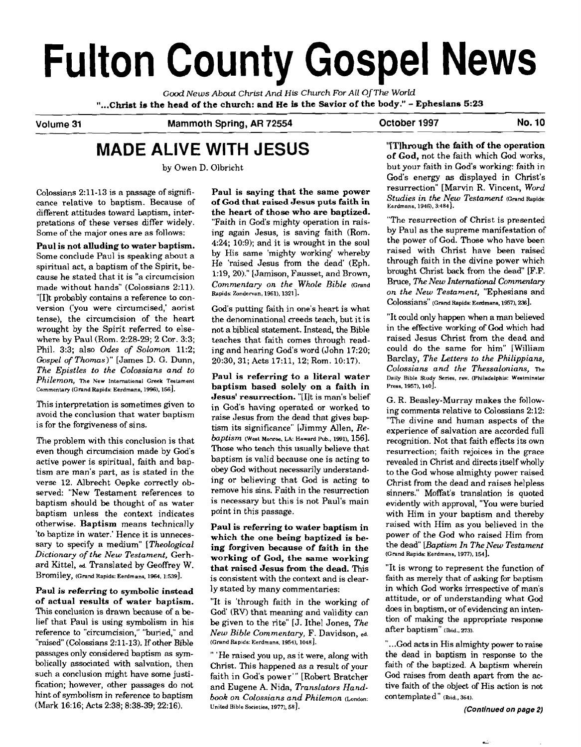// Fulton County Gospel News

*Good News About Christ And His Church For All Of The World*

**"...Christ is the head of the church: and He is the Savior of the body." - Ephesians 5:23**

Volume 31 | Mammoth Spring, AR 72554 | October 1997 | No. 10

## MADE ALIVE WITH JESUS

by Owen D. Olbricht

Colossians 2:11-13 is a passage of significance relative to baptism. Because of different attitudes toward baptism, interpretations of these verses differ widely. Some of the major ones are as follows:

**Paul is not alluding to water baptism.** Some conclude Paul is speaking about a spiritual act, a baptism of the Spirit, because he stated that it is "a circumcision made without hands" (Colossians 2:11). "[I]t probably contains a reference to conversion ('you were circumcised,' aorist tense), the circumcision of the heart wrought by the Spirit referred to elsewhere by Paul (Rom. 2:28-29; 2 Cor. 3:3; Phil. 3:3; also *Odes of Solomon* 11:2; *Gospel of Thomas*)" [James D. G. Dunn, *The Epistles to the Colossians and to Philemon*, The New International Greek Testament Commentary (Grand Rapids: Eerdmans, 1996), 156].

This interpretation is sometimes given to avoid the conclusion that water baptism is for the forgiveness of sins.

The problem with this conclusion is that even though circumcision made by God's active power is spiritual, faith and baptism are man's part, as is stated in the verse 12. Albrecht Oepke correctly observed: "New Testament references to baptism should be thought of as water baptism unless the context indicates otherwise. **Baptism** means technically 'to baptize in water.' Hence it is unnecessary to specify a medium" [*Theological Dictionary of the New Testament*, Gerhard Kittel, ed. Translated by Geoffrey W. Bromiley, (Grand Rapids: Eerdmans, 1964, 1:539].

**Paul is referring to symbolic instead of actual results of water baptism.** This conclusion is drawn because of a belief that Paul is using symbolism in his reference to "circumcision," "buried," and "raised" (Colossians 2:11-13). If other Bible passages only considered baptism as symbolically associated with salvation, then such a conclusion might have some justification; however, other passages do not hint of symbolism in reference to baptism (Mark 16:16; Acts 2:38; 8:38-39; 22:16).

**Paul is saying that the same power of God that raised Jesus puts faith in the heart of those who are baptized.** "Faith in God's mighty operation in raising again Jesus, is saving faith (Rom. 4:24; 10:9); and it is wrought in the soul by His same 'mighty working' whereby He 'raised Jesus from the dead' (Eph. 1:19, 20)." [Jamison, Fausset, and Brown, *Commentary on the Whole Bible* (Grand Rapids: Zondervan, 1961), 1321].

God's putting faith in one's heart is what the denominational creeds teach, but it is not a biblical statement. Instead, the Bible teaches that faith comes through reading and hearing God's word (John 17:20; 20:30, 31; Acts 17:11, 12; Rom. 10:17).

**Paul is referring to a literal water baptism based solely on a faith in Jesus' resurrection.** "[I]t is man's belief in God's having operated or worked to raise Jesus from the dead that gives baptism its significance" [Jimmy Allen, *Rebaptism* (West Monroe, LA: Howard Pub., 1991), 156]. Those who teach this usually believe that baptism is valid because one is acting to obey God without necessarily understanding or believing that God is acting to remove his sins. Faith in the resurrection is necessary but this is not Paul's main point in this passage.

**Paul is referring to water baptism in which the one being baptized is being forgiven because of faith in the working of God, the same working that raised Jesus from the dead.** This is consistent with the context and is clearly stated by many commentaries:

"It is 'through faith in the working of God' (RV) that meaning and validity can be given to the rite" [J. Ithel Jones, *The New Bible Commentary*, F. Davidson, ed. (Grand Rapids: Eerdmans, 1954), 1048].

"'He raised you up, as it were, along with Christ. This happened as a result of your faith in God's power'" [Robert Bratcher and Eugene A. Nida, *Translators Handbook on Colossians and Philemon* (London: United Bible Societies, 1977), 58].

"[T]hrough the faith of the operation of God, not the faith which God works, but your faith in God's working: faith in God's energy as displayed in Christ's resurrection" [Marvin R. Vincent, *Word Studies in the New Testament* (Grand Rapids: Eerdmans, 1946), 3:484].

"The resurrection of Christ is presented by Paul as the supreme manifestation of the power of God. Those who have been raised with Christ have been raised through faith in the divine power which brought Christ back from the dead" [F.F. Bruce, *The New International Commentary on the New Testament*, "Ephesians and Colossians" (Grand Rapids: Eerdmans, 1957), 236].

"It could only happen when a man believed in the effective working of God which had raised Jesus Christ from the dead and could do the same for him" [William Barclay, *The Letters to the Philippians, Colossians and the Thessalonians*, The Daily Bible Study Series, rev. (Philadelphia: Westminster Press, 1957), 140].

G. R. Beasley-Murray makes the following comments relative to Colossians 2:12: "The divine and human aspects of the experience of salvation are accorded full recognition. Not that faith effects its own resurrection; faith rejoices in the grace revealed in Christ and directs itself wholly to the God whose almighty power raised Christ from the dead and raises helpless sinners." Moffat's translation is quoted evidently with approval, "You were buried with Him in your baptism and thereby raised with Him as you believed in the power of the God who raised Him from the dead" [*Baptism In The New Testament* (Grand Rapids: Eerdmans, 1977), 154].

"It is wrong to represent the function of faith as merely that of asking for baptism in which God works irrespective of man's attitude, or of understanding what God does in baptism, or of evidencing an intention of making the appropriate response after baptism" (Ibid., 273).

"...God acts in His almighty power to raise the dead in baptism in response to the faith of the baptized. A baptism wherein God raises from death apart from the active faith of the object of His action is not contemplated" (Ibid., 364).

***(Continued on page 2)***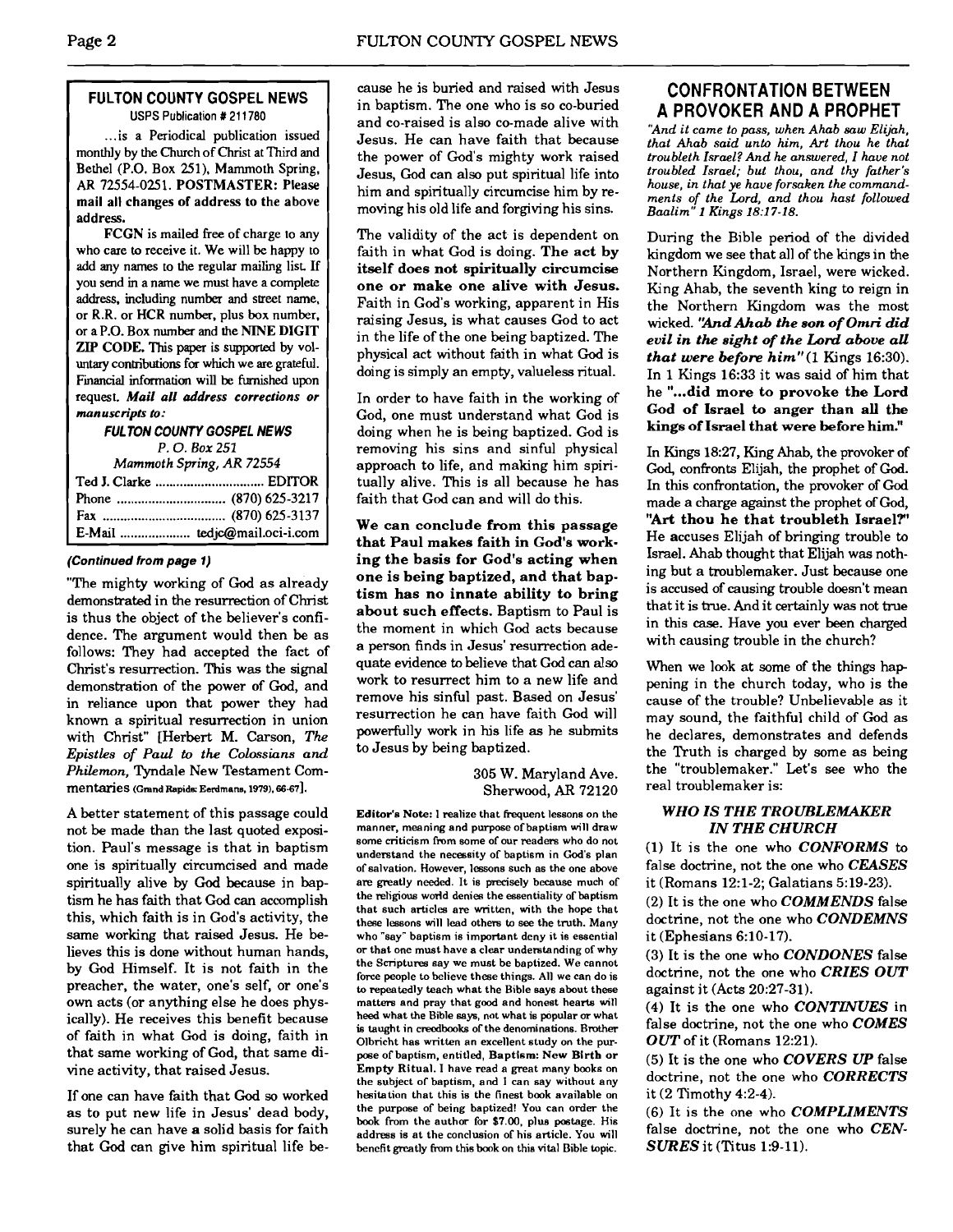## FULTON COUNTY GOSPEL NEWS

USPS Publication # 211780

...is a Periodical publication issued monthly by the Church of Christ at Third and Bethel (P.O. Box 251), Mammoth Spring, AR 72554-0251. **POSTMASTER: Please mail all changes of address to the above address.**

**FCGN** is mailed free of charge to any who care to receive it. We will be happy to add any names to the regular mailing list. If you send in a name we must have a complete address, including number and street name, or R.R. or HCR number, plus box number, or a P.O. Box number and the **NINE DIGIT ZIP CODE.** This paper is supported by voluntary contributions for which we are grateful. Financial information will be furnished upon request. ***Mail all address corrections or manuscripts to:***

***FULTON COUNTY GOSPEL NEWS***
*P. O. Box 251*
*Mammoth Spring, AR 72554*

Ted J. Clarke .............................. EDITOR
Phone .............................. (870) 625-3217
Fax .................................. (870) 625-3137
E-Mail .................... tedjc@mail.oci-i.com

***(Continued from page 1)***

"The mighty working of God as already demonstrated in the resurrection of Christ is thus the object of the believer's confidence. The argument would then be as follows: They had accepted the fact of Christ's resurrection. This was the signal demonstration of the power of God, and in reliance upon that power they had known a spiritual resurrection in union with Christ" [Herbert M. Carson, *The Epistles of Paul to the Colossians and Philemon,* Tyndale New Testament Commentaries (Grand Rapids: Eerdmans, 1979), 66-67].

A better statement of this passage could not be made than the last quoted exposition. Paul's message is that in baptism one is spiritually circumcised and made spiritually alive by God because in baptism he has faith that God can accomplish this, which faith is in God's activity, the same working that raised Jesus. He believes this is done without human hands, by God Himself. It is not faith in the preacher, the water, one's self, or one's own acts (or anything else he does physically). He receives this benefit because of faith in what God is doing, faith in that same working of God, that same divine activity, that raised Jesus.

If one can have faith that God so worked as to put new life in Jesus' dead body, surely he can have a solid basis for faith that God can give him spiritual life because he is buried and raised with Jesus in baptism. The one who is so co-buried and co-raised is also co-made alive with Jesus. He can have faith that because the power of God's mighty work raised Jesus, God can also put spiritual life into him and spiritually circumcise him by removing his old life and forgiving his sins.

The validity of the act is dependent on faith in what God is doing. **The act by itself does not spiritually circumcise one or make one alive with Jesus.** Faith in God's working, apparent in His raising Jesus, is what causes God to act in the life of the one being baptized. The physical act without faith in what God is doing is simply an empty, valueless ritual.

In order to have faith in the working of God, one must understand what God is doing when he is being baptized. God is removing his sins and sinful physical approach to life, and making him spiritually alive. This is all because he has faith that God can and will do this.

**We can conclude from this passage that Paul makes faith in God's working the basis for God's acting when one is being baptized, and that baptism has no innate ability to bring about such effects.** Baptism to Paul is the moment in which God acts because a person finds in Jesus' resurrection adequate evidence to believe that God can also work to resurrect him to a new life and remove his sinful past. Based on Jesus' resurrection he can have faith God will powerfully work in his life as he submits to Jesus by being baptized.

305 W. Maryland Ave.
Sherwood, AR 72120

**Editor's Note:** I realize that frequent lessons on the manner, meaning and purpose of baptism will draw some criticism from some of our readers who do not understand the necessity of baptism in God's plan of salvation. However, lessons such as the one above are greatly needed. It is precisely because much of the religious world denies the essentiality of baptism that such articles are written, with the hope that these lessons will lead others to see the truth. Many who "say" baptism is important deny it is essential or that one must have a clear understanding of why the Scriptures say we must be baptized. We cannot force people to believe these things. All we can do is to repeatedly teach what the Bible says about these matters and pray that good and honest hearts will heed what the Bible says, not what is popular or what is taught in creedbooks of the denominations. Brother Olbricht has written an excellent study on the purpose of baptism, entitled, **Baptism: New Birth or Empty Ritual.** I have read a great many books on the subject of baptism, and I can say without any hesitation that this is the finest book available on the purpose of being baptized! You can order the book from the author for $7.00, plus postage. His address is at the conclusion of his article. You will benefit greatly from this book on this vital Bible topic.

## CONFRONTATION BETWEEN A PROVOKER AND A PROPHET

*"And it came to pass, when Ahab saw Elijah, that Ahab said unto him, Art thou he that troubleth Israel? And he answered, I have not troubled Israel; but thou, and thy father's house, in that ye have forsaken the commandments of the Lord, and thou hast followed Baalim" 1 Kings 18:17-18.*

During the Bible period of the divided kingdom we see that all of the kings in the Northern Kingdom, Israel, were wicked. King Ahab, the seventh king to reign in the Northern Kingdom was the most wicked. ***"And Ahab the son of Omri did evil in the sight of the Lord above all that were before him"*** (1 Kings 16:30). In 1 Kings 16:33 it was said of him that he **"...did more to provoke the Lord God of Israel to anger than all the kings of Israel that were before him."**

In Kings 18:27, King Ahab, the provoker of God, confronts Elijah, the prophet of God. In this confrontation, the provoker of God made a charge against the prophet of God, **"Art thou he that troubleth Israel?"** He accuses Elijah of bringing trouble to Israel. Ahab thought that Elijah was nothing but a troublemaker. Just because one is accused of causing trouble doesn't mean that it is true. And it certainly was not true in this case. Have you ever been charged with causing trouble in the church?

When we look at some of the things happening in the church today, who is the cause of the trouble? Unbelievable as it may sound, the faithful child of God as he declares, demonstrates and defends the Truth is charged by some as being the "troublemaker." Let's see who the real troublemaker is:

### *WHO IS THE TROUBLEMAKER IN THE CHURCH*

(1) It is the one who ***CONFORMS*** to false doctrine, not the one who ***CEASES*** it (Romans 12:1-2; Galatians 5:19-23).

(2) It is the one who ***COMMENDS*** false doctrine, not the one who ***CONDEMNS*** it (Ephesians 6:10-17).

(3) It is the one who ***CONDONES*** false doctrine, not the one who ***CRIES OUT*** against it (Acts 20:27-31).

(4) It is the one who ***CONTINUES*** in false doctrine, not the one who ***COMES OUT*** of it (Romans 12:21).

(5) It is the one who ***COVERS UP*** false doctrine, not the one who ***CORRECTS*** it (2 Timothy 4:2-4).

(6) It is the one who ***COMPLIMENTS*** false doctrine, not the one who ***CENSURES*** it (Titus 1:9-11).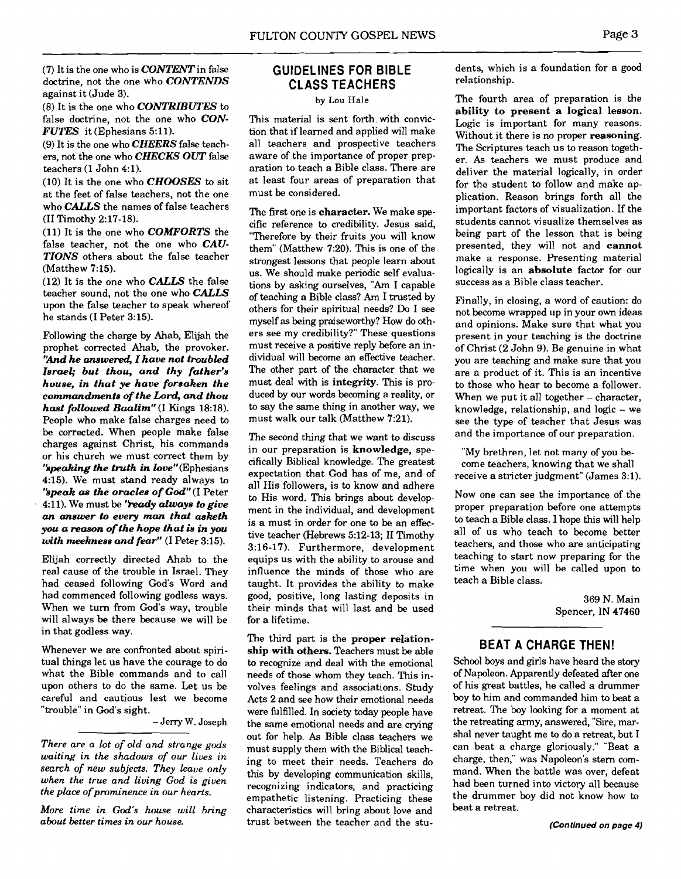(7) It is the one who is ***CONTENT*** in false doctrine, not the one who ***CONTENDS*** against it (Jude 3).

(8) It is the one who ***CONTRIBUTES*** to false doctrine, not the one who ***CONFUTES*** it (Ephesians 5:11).

(9) It is the one who ***CHEERS*** false teachers, not the one who ***CHECKS OUT*** false teachers (1 John 4:1).

(10) It is the one who ***CHOOSES*** to sit at the feet of false teachers, not the one who ***CALLS*** the names of false teachers (II Timothy 2:17-18).

(11) It is the one who ***COMFORTS*** the false teacher, not the one who ***CAUTIONS*** others about the false teacher (Matthew 7:15).

(12) It is the one who ***CALLS*** the false teacher sound, not the one who ***CALLS*** upon the false teacher to speak whereof he stands (I Peter 3:15).

Following the charge by Ahab, Elijah the prophet corrected Ahab, the provoker. ***"And he answered, I have not troubled Israel; but thou, and thy father's house, in that ye have forsaken the commandments of the Lord, and thou hast followed Baalim"*** (I Kings 18:18). People who make false charges need to be corrected. When people make false charges against Christ, his commands or his church we must correct them by ***"speaking the truth in love"*** (Ephesians 4:15). We must stand ready always to ***"speak as the oracles of God"*** (I Peter 4:11). We must be ***"ready always to give an answer to every man that asketh you a reason of the hope that is in you with meekness and fear"*** (I Peter 3:15).

Elijah correctly directed Ahab to the real cause of the trouble in Israel. They had ceased following God's Word and had commenced following godless ways. When we turn from God's way, trouble will always be there because we will be in that godless way.

Whenever we are confronted about spiritual things let us have the courage to do what the Bible commands and to call upon others to do the same. Let us be careful and cautious lest we become "trouble" in God's sight.

– Jerry W. Joseph

*There are a lot of old and strange gods waiting in the shadows of our lives in search of new subjects. They leave only when the true and living God is given the place of prominence in our hearts.*

*More time in God's house will bring about better times in our house.*

## GUIDELINES FOR BIBLE CLASS TEACHERS

by Lou Hale

This material is sent forth with conviction that if learned and applied will make all teachers and prospective teachers aware of the importance of proper preparation to teach a Bible class. There are at least four areas of preparation that must be considered.

The first one is **character.** We make specific reference to credibility. Jesus said, "Therefore by their fruits you will know them" (Matthew 7:20). This is one of the strongest lessons that people learn about us. We should make periodic self evaluations by asking ourselves, "Am I capable of teaching a Bible class? Am I trusted by others for their spiritual needs? Do I see myself as being praiseworthy? How do others see my credibility?" These questions must receive a positive reply before an individual will become an effective teacher. The other part of the character that we must deal with is **integrity.** This is produced by our words becoming a reality, or to say the same thing in another way, we must walk our talk (Matthew 7:21).

The second thing that we want to discuss in our preparation is **knowledge,** specifically Biblical knowledge. The greatest expectation that God has of me, and of all His followers, is to know and adhere to His word. This brings about development in the individual, and development is a must in order for one to be an effective teacher (Hebrews 5:12-13; II Timothy 3:16-17). Furthermore, development equips us with the ability to arouse and influence the minds of those who are taught. It provides the ability to make good, positive, long lasting deposits in their minds that will last and be used for a lifetime.

The third part is the **proper relationship with others.** Teachers must be able to recognize and deal with the emotional needs of those whom they teach. This involves feelings and associations. Study Acts 2 and see how their emotional needs were fulfilled. In society today people have the same emotional needs and are crying out for help. As Bible class teachers we must supply them with the Biblical teaching to meet their needs. Teachers do this by developing communication skills, recognizing indicators, and practicing empathetic listening. Practicing these characteristics will bring about love and trust between the teacher and the students, which is a foundation for a good relationship.

The fourth area of preparation is the **ability to present a logical lesson.** Logic is important for many reasons. Without it there is no proper **reasoning.** The Scriptures teach us to reason together. As teachers we must produce and deliver the material logically, in order for the student to follow and make application. Reason brings forth all the important factors of visualization. If the students cannot visualize themselves as being part of the lesson that is being presented, they will not and **cannot** make a response. Presenting material logically is an **absolute** factor for our success as a Bible class teacher.

Finally, in closing, a word of caution: do not become wrapped up in your own ideas and opinions. Make sure that what you present in your teaching is the doctrine of Christ (2 John 9). Be genuine in what you are teaching and make sure that you are a product of it. This is an incentive to those who hear to become a follower. When we put it all together – character, knowledge, relationship, and logic – we see the type of teacher that Jesus was and the importance of our preparation.

"My brethren, let not many of you become teachers, knowing that we shall receive a stricter judgment" (James 3:1).

Now one can see the importance of the proper preparation before one attempts to teach a Bible class. I hope this will help all of us who teach to become better teachers, and those who are anticipating teaching to start now preparing for the time when you will be called upon to teach a Bible class.

369 N. Main
Spencer, IN 47460

## BEAT A CHARGE THEN!

School boys and girls have heard the story of Napoleon. Apparently defeated after one of his great battles, he called a drummer boy to him and commanded him to beat a retreat. The boy looking for a moment at the retreating army, answered, "Sire, marshal never taught me to do a retreat, but I can beat a charge gloriously." "Beat a charge, then," was Napoleon's stern command. When the battle was over, defeat had been turned into victory all because the drummer boy did not know how to beat a retreat.

***(Continued on page 4)***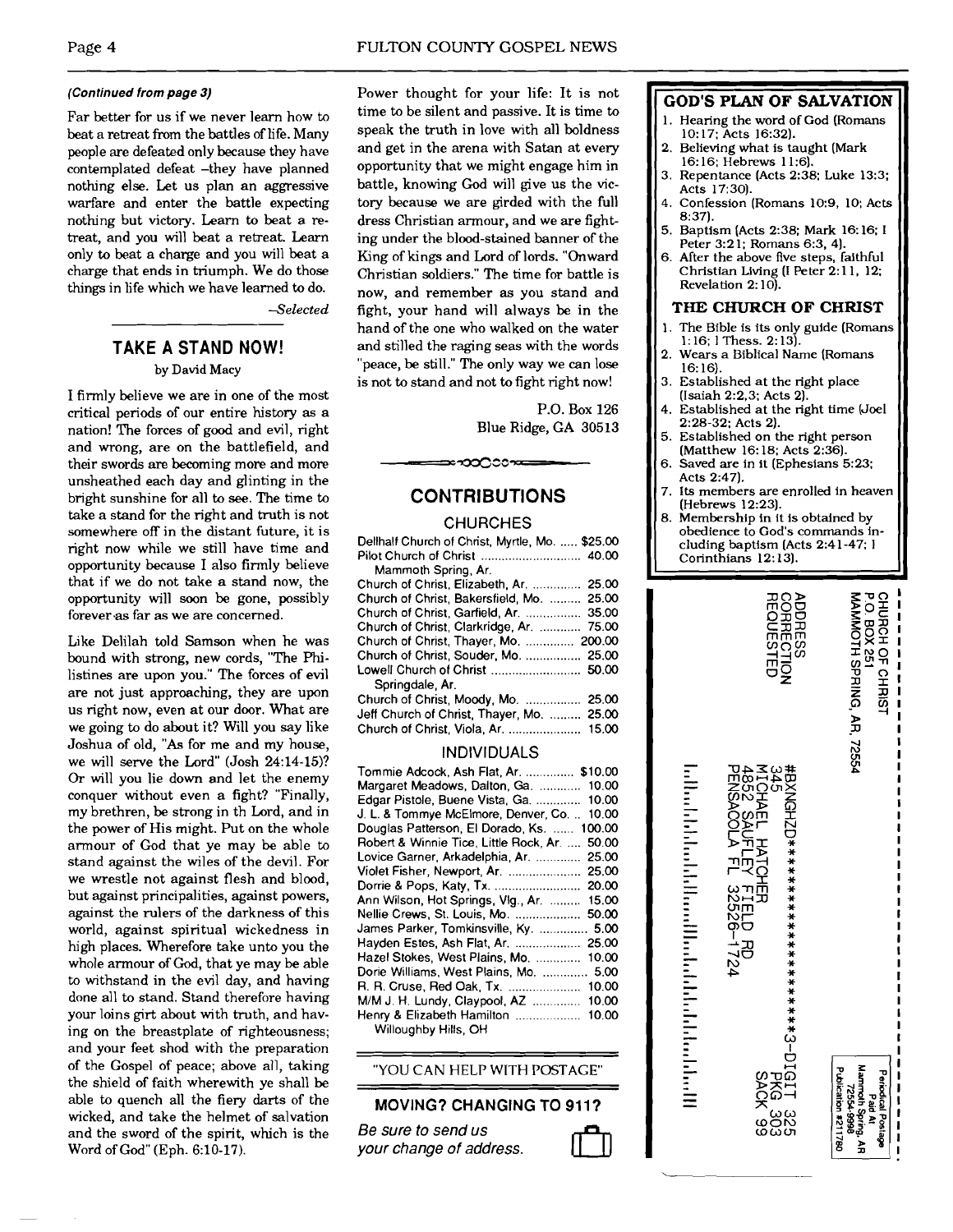*(Continued from page 3)*

Far better for us if we never learn how to beat a retreat from the battles of life. Many people are defeated only because they have contemplated defeat –they have planned nothing else. Let us plan an aggressive warfare and enter the battle expecting nothing but victory. Learn to beat a retreat, and you will beat a retreat. Learn only to beat a charge and you will beat a charge that ends in triumph. We do those things in life which we have learned to do.

*–Selected*

## TAKE A STAND NOW!

by David Macy

I firmly believe we are in one of the most critical periods of our entire history as a nation! The forces of good and evil, right and wrong, are on the battlefield, and their swords are becoming more and more unsheathed each day and glinting in the bright sunshine for all to see. The time to take a stand for the right and truth is not somewhere off in the distant future, it is right now while we still have time and opportunity because I also firmly believe that if we do not take a stand now, the opportunity will soon be gone, possibly forever as far as we are concerned.

Like Delilah told Samson when he was bound with strong, new cords, "The Philistines are upon you." The forces of evil are not just approaching, they are upon us right now, even at our door. What are we going to do about it? Will you say like Joshua of old, "As for me and my house, we will serve the Lord" (Josh 24:14-15)? Or will you lie down and let the enemy conquer without even a fight? "Finally, my brethren, be strong in th Lord, and in the power of His might. Put on the whole armour of God that ye may be able to stand against the wiles of the devil. For we wrestle not against flesh and blood, but against principalities, against powers, against the rulers of the darkness of this world, against spiritual wickedness in high places. Wherefore take unto you the whole armour of God, that ye may be able to withstand in the evil day, and having done all to stand. Stand therefore having your loins girt about with truth, and having on the breastplate of righteousness; and your feet shod with the preparation of the Gospel of peace; above all, taking the shield of faith wherewith ye shall be able to quench all the fiery darts of the wicked, and take the helmet of salvation and the sword of the spirit, which is the Word of God" (Eph. 6:10-17).

Power thought for your life: It is not time to be silent and passive. It is time to speak the truth in love with all boldness and get in the arena with Satan at every opportunity that we might engage him in battle, knowing God will give us the victory because we are girded with the full dress Christian armour, and we are fighting under the blood-stained banner of the King of kings and Lord of lords. "Onward Christian soldiers." The time for battle is now, and remember as you stand and fight, your hand will always be in the hand of the one who walked on the water and stilled the raging seas with the words "peace, be still." The only way we can lose is not to stand and not to fight right now!

P.O. Box 126
Blue Ridge, GA 30513

## CONTRIBUTIONS

### CHURCHES

| | |
|---|---|
| Dellhalf Church of Christ, Myrtle, Mo. | $25.00 |
| Pilot Church of Christ Mammoth Spring, Ar. | 40.00 |
| Church of Christ, Elizabeth, Ar. | 25.00 |
| Church of Christ, Bakersfield, Mo. | 25.00 |
| Church of Christ, Garfield, Ar. | 35.00 |
| Church of Christ, Clarkridge, Ar. | 75.00 |
| Church of Christ, Thayer, Mo. | 200.00 |
| Church of Christ, Souder, Mo. | 25.00 |
| Lowell Church of Christ Springdale, Ar. | 50.00 |
| Church of Christ, Moody, Mo. | 25.00 |
| Jeff Church of Christ, Thayer, Mo. | 25.00 |
| Church of Christ, Viola, Ar. | 15.00 |

### INDIVIDUALS

| | |
|---|---|
| Tommie Adcock, Ash Flat, Ar. | $10.00 |
| Margaret Meadows, Dalton, Ga. | 10.00 |
| Edgar Pistole, Buene Vista, Ga. | 10.00 |
| J. L. & Tommye McElmore, Denver, Co. | 10.00 |
| Douglas Patterson, El Dorado, Ks. | 100.00 |
| Robert & Winnie Tice, Little Rock, Ar. | 50.00 |
| Lovice Garner, Arkadelphia, Ar. | 25.00 |
| Violet Fisher, Newport, Ar. | 25.00 |
| Dorrie & Pops, Katy, Tx. | 20.00 |
| Ann Wilson, Hot Springs, Vlg., Ar. | 15.00 |
| Nellie Crews, St. Louis, Mo. | 50.00 |
| James Parker, Tomkinsville, Ky. | 5.00 |
| Hayden Estes, Ash Flat, Ar. | 25.00 |
| Hazel Stokes, West Plains, Mo. | 10.00 |
| Dorie Williams, West Plains, Mo. | 5.00 |
| R. R. Cruse, Red Oak, Tx. | 10.00 |
| M/M J. H. Lundy, Claypool, AZ | 10.00 |
| Henry & Elizabeth Hamilton Willoughby Hills, OH | 10.00 |

"YOU CAN HELP WITH POSTAGE"

### MOVING? CHANGING TO 911?

*Be sure to send us your change of address.*

## GOD'S PLAN OF SALVATION

1. Hearing the word of God (Romans 10:17; Acts 16:32).
2. Believing what is taught (Mark 16:16; Hebrews 11:6).
3. Repentance (Acts 2:38; Luke 13:3; Acts 17:30).
4. Confession (Romans 10:9, 10; Acts 8:37).
5. Baptism (Acts 2:38; Mark 16:16; I Peter 3:21; Romans 6:3, 4).
6. After the above five steps, faithful Christian Living (I Peter 2:11, 12; Revelation 2:10).

## THE CHURCH OF CHRIST

1. The Bible is its only guide (Romans 1:16; I Thess. 2:13).
2. Wears a Biblical Name (Romans 16:16).
3. Established at the right place (Isaiah 2:2,3; Acts 2).
4. Established at the right time (Joel 2:28-32; Acts 2).
5. Established on the right person (Matthew 16:18; Acts 2:36).
6. Saved are in it (Ephesians 5:23; Acts 2:47).
7. Its members are enrolled in heaven (Hebrews 12:23).
8. Membership in it is obtained by obedience to God's commands including baptism (Acts 2:41-47; I Corinthians 12:13).

CHURCH OF CHRIST
P.O. BOX 251
MAMMOTH SPRING, AR, 72554

ADDRESS CORRECTION REQUESTED

Periodical Postage Paid At Mammoth Spring, AR 72554-9998 Publication #211780

#BXNGHZD*****************3-DIGIT 325
345 PKG 303
MICHAEL HATCHER SACK 99
4852 SAUFLEY FIELD RD
PENSACOLA FL 32526-1724